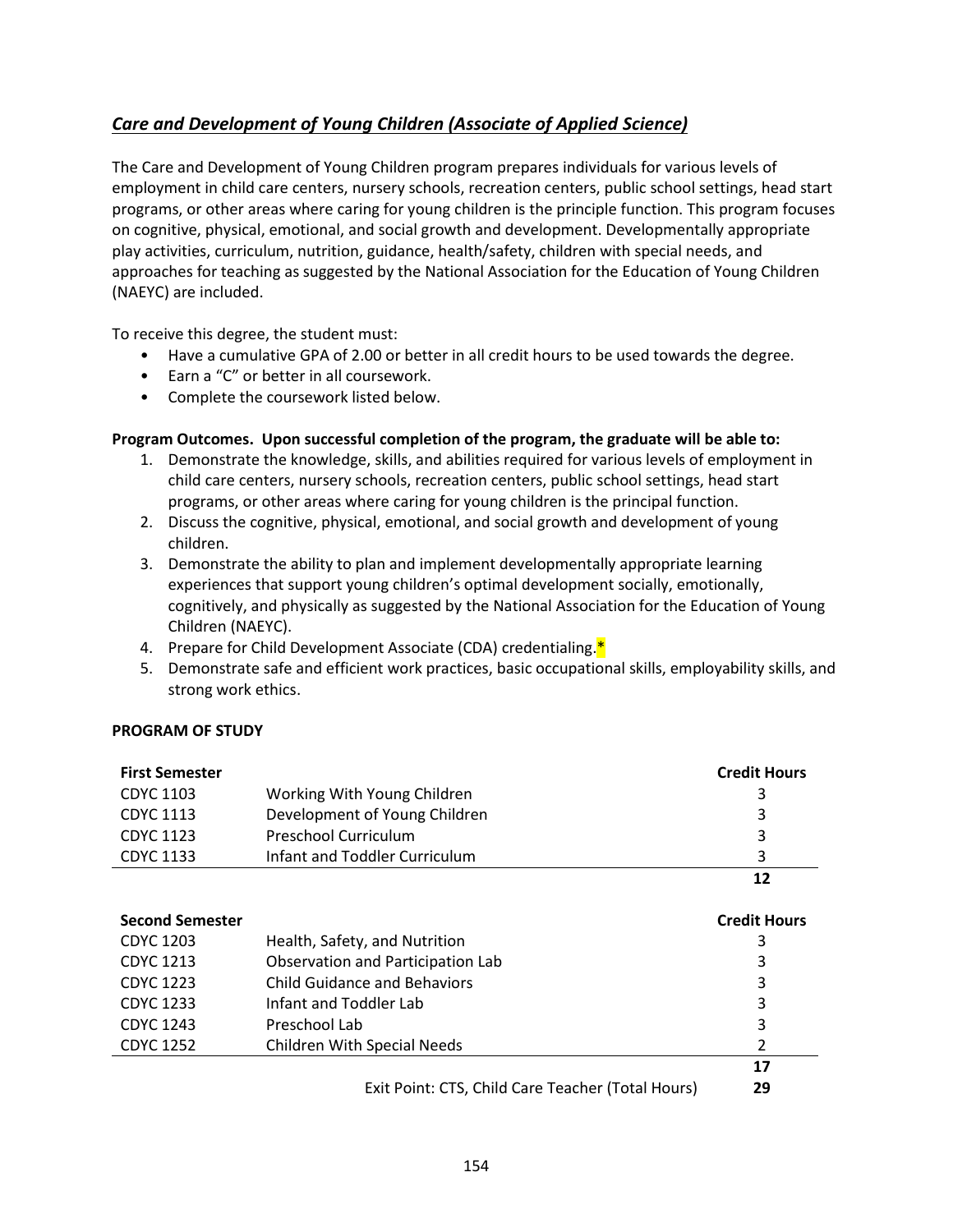## *Care and Development of Young Children (Associate of Applied Science)*

The Care and Development of Young Children program prepares individuals for various levels of employment in child care centers, nursery schools, recreation centers, public school settings, head start programs, or other areas where caring for young children is the principle function. This program focuses on cognitive, physical, emotional, and social growth and development. Developmentally appropriate play activities, curriculum, nutrition, guidance, health/safety, children with special needs, and approaches for teaching as suggested by the National Association for the Education of Young Children (NAEYC) are included.

To receive this degree, the student must:

- Have a cumulative GPA of 2.00 or better in all credit hours to be used towards the degree.
- Earn a "C" or better in all coursework.
- Complete the coursework listed below.

**Program Outcomes. Upon successful completion of the program, the graduate will be able to:**

1. Demonstrate the knowledge, skills, and abilities required for various levels of employment in child care centers, nursery schools, recreation centers, public school settings, head start programs, or other areas where caring for young children is the principal function.
2. Discuss the cognitive, physical, emotional, and social growth and development of young children.
3. Demonstrate the ability to plan and implement developmentally appropriate learning experiences that support young children's optimal development socially, emotionally, cognitively, and physically as suggested by the National Association for the Education of Young Children (NAEYC).
4. Prepare for Child Development Associate (CDA) credentialing.*
5. Demonstrate safe and efficient work practices, basic occupational skills, employability skills, and strong work ethics.

**PROGRAM OF STUDY**

| **First Semester** | | **Credit Hours** |
|---|---|---|
| CDYC 1103 | Working With Young Children | 3 |
| CDYC 1113 | Development of Young Children | 3 |
| CDYC 1123 | Preschool Curriculum | 3 |
| CDYC 1133 | Infant and Toddler Curriculum | 3 |
| | | **12** |

| **Second Semester** | | **Credit Hours** |
|---|---|---|
| CDYC 1203 | Health, Safety, and Nutrition | 3 |
| CDYC 1213 | Observation and Participation Lab | 3 |
| CDYC 1223 | Child Guidance and Behaviors | 3 |
| CDYC 1233 | Infant and Toddler Lab | 3 |
| CDYC 1243 | Preschool Lab | 3 |
| CDYC 1252 | Children With Special Needs | 2 |
| | | **17** |
| | Exit Point: CTS, Child Care Teacher (Total Hours) | **29** |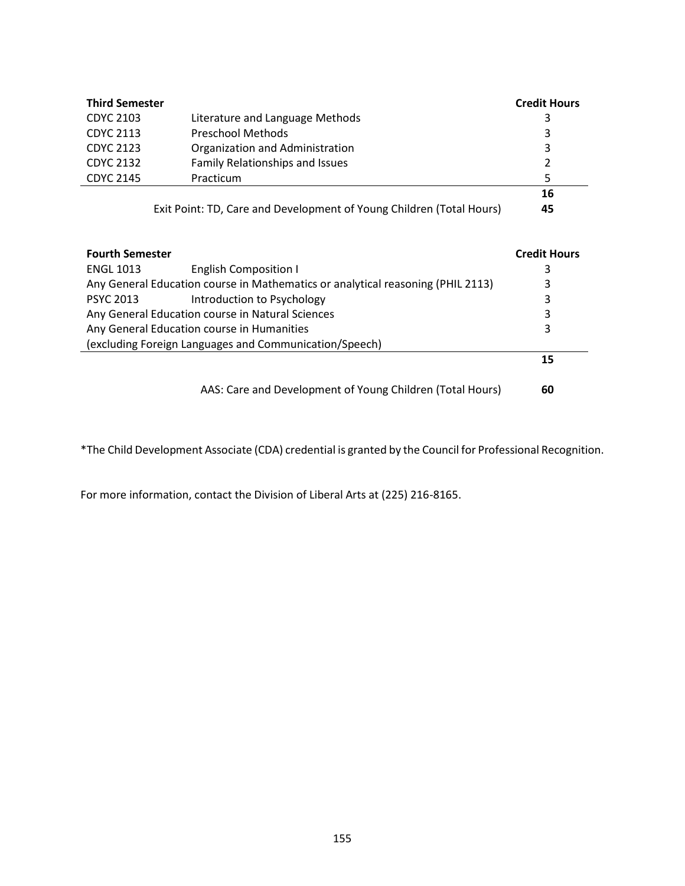| **Third Semester** | | **Credit Hours** |
| --- | --- | --- |
| CDYC 2103 | Literature and Language Methods | 3 |
| CDYC 2113 | Preschool Methods | 3 |
| CDYC 2123 | Organization and Administration | 3 |
| CDYC 2132 | Family Relationships and Issues | 2 |
| CDYC 2145 | Practicum | 5 |
| | | **16** |
| | Exit Point: TD, Care and Development of Young Children (Total Hours) | **45** |

| **Fourth Semester** | | **Credit Hours** |
| --- | --- | --- |
| ENGL 1013 | English Composition I | 3 |
| Any General Education course in Mathematics or analytical reasoning (PHIL 2113) | | 3 |
| PSYC 2013 | Introduction to Psychology | 3 |
| Any General Education course in Natural Sciences | | 3 |
| Any General Education course in Humanities (excluding Foreign Languages and Communication/Speech) | | 3 |
| | | **15** |
| | AAS: Care and Development of Young Children (Total Hours) | **60** |

*The Child Development Associate (CDA) credential is granted by the Council for Professional Recognition.

For more information, contact the Division of Liberal Arts at (225) 216-8165.